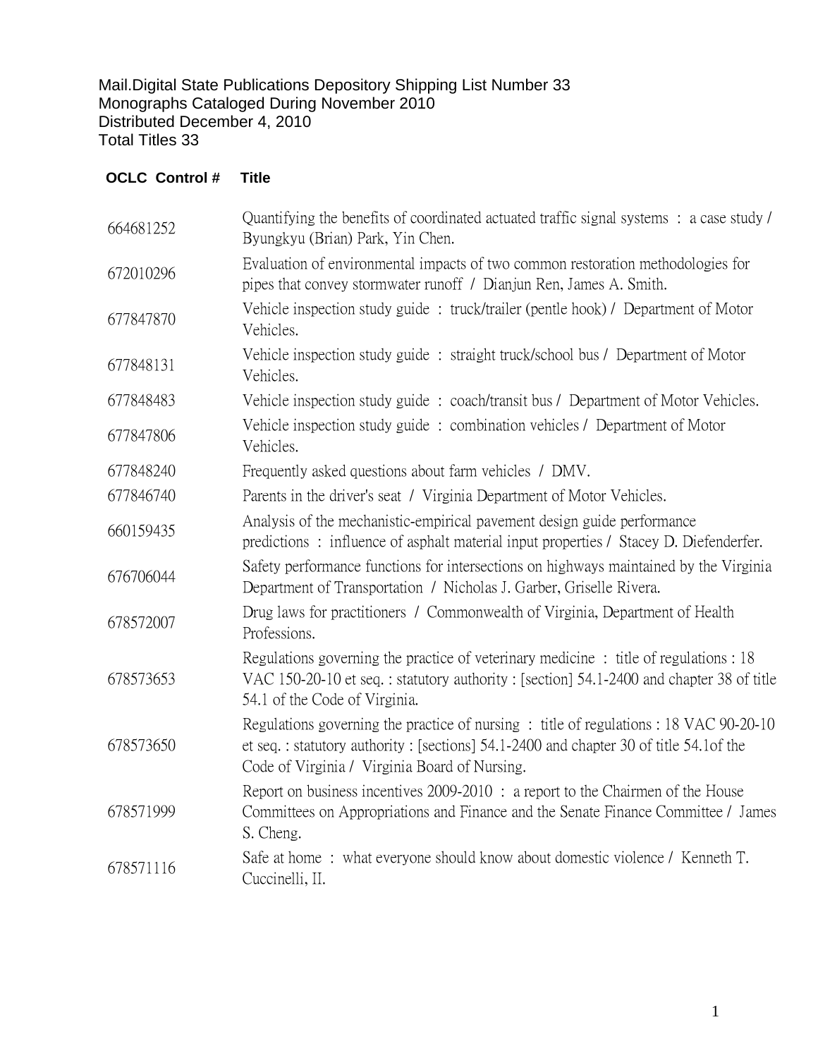Mail.Digital State Publications Depository Shipping List Number 33
Monographs Cataloged During November 2010
Distributed December 4, 2010
Total Titles 33

| OCLC Control # | Title |
|---|---|
| 664681252 | Quantifying the benefits of coordinated actuated traffic signal systems : a case study / Byungkyu (Brian) Park, Yin Chen. |
| 672010296 | Evaluation of environmental impacts of two common restoration methodologies for pipes that convey stormwater runoff / Dianjun Ren, James A. Smith. |
| 677847870 | Vehicle inspection study guide : truck/trailer (pentle hook) / Department of Motor Vehicles. |
| 677848131 | Vehicle inspection study guide : straight truck/school bus / Department of Motor Vehicles. |
| 677848483 | Vehicle inspection study guide : coach/transit bus / Department of Motor Vehicles. |
| 677847806 | Vehicle inspection study guide : combination vehicles / Department of Motor Vehicles. |
| 677848240 | Frequently asked questions about farm vehicles / DMV. |
| 677846740 | Parents in the driver's seat / Virginia Department of Motor Vehicles. |
| 660159435 | Analysis of the mechanistic-empirical pavement design guide performance predictions : influence of asphalt material input properties / Stacey D. Diefenderfer. |
| 676706044 | Safety performance functions for intersections on highways maintained by the Virginia Department of Transportation / Nicholas J. Garber, Griselle Rivera. |
| 678572007 | Drug laws for practitioners / Commonwealth of Virginia, Department of Health Professions. |
| 678573653 | Regulations governing the practice of veterinary medicine : title of regulations : 18 VAC 150-20-10 et seq. : statutory authority : [section] 54.1-2400 and chapter 38 of title 54.1 of the Code of Virginia. |
| 678573650 | Regulations governing the practice of nursing : title of regulations : 18 VAC 90-20-10 et seq. : statutory authority : [sections] 54.1-2400 and chapter 30 of title 54.1of the Code of Virginia / Virginia Board of Nursing. |
| 678571999 | Report on business incentives 2009-2010 : a report to the Chairmen of the House Committees on Appropriations and Finance and the Senate Finance Committee / James S. Cheng. |
| 678571116 | Safe at home : what everyone should know about domestic violence / Kenneth T. Cuccinelli, II. |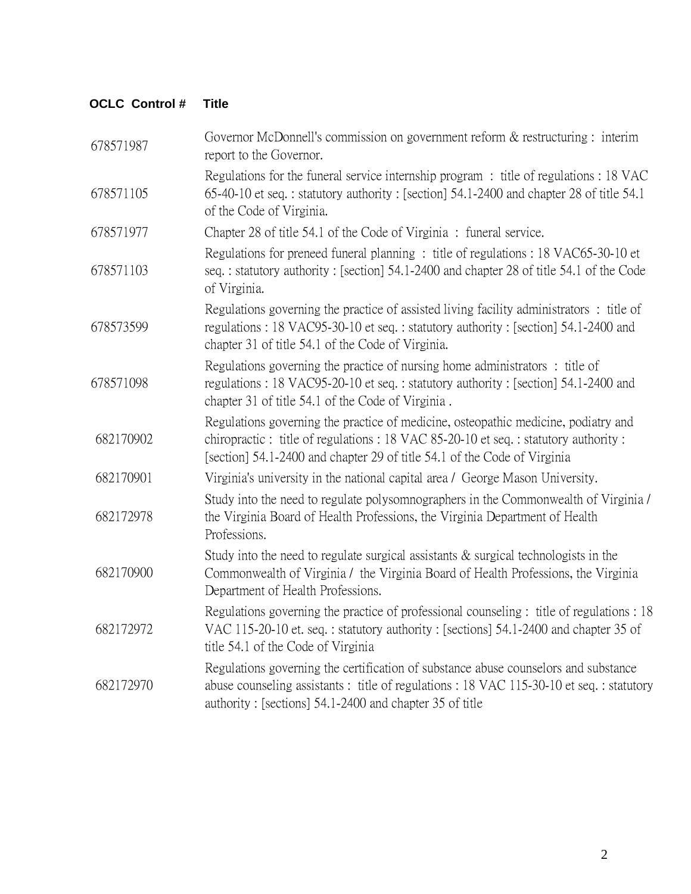| OCLC Control # | Title |
| --- | --- |
| 678571987 | Governor McDonnell's commission on government reform & restructuring : interim report to the Governor. |
| 678571105 | Regulations for the funeral service internship program : title of regulations : 18 VAC 65-40-10 et seq. : statutory authority : [section] 54.1-2400 and chapter 28 of title 54.1 of the Code of Virginia. |
| 678571977 | Chapter 28 of title 54.1 of the Code of Virginia : funeral service. |
| 678571103 | Regulations for preneed funeral planning : title of regulations : 18 VAC65-30-10 et seq. : statutory authority : [section] 54.1-2400 and chapter 28 of title 54.1 of the Code of Virginia. |
| 678573599 | Regulations governing the practice of assisted living facility administrators : title of regulations : 18 VAC95-30-10 et seq. : statutory authority : [section] 54.1-2400 and chapter 31 of title 54.1 of the Code of Virginia. |
| 678571098 | Regulations governing the practice of nursing home administrators : title of regulations : 18 VAC95-20-10 et seq. : statutory authority : [section] 54.1-2400 and chapter 31 of title 54.1 of the Code of Virginia . |
| 682170902 | Regulations governing the practice of medicine, osteopathic medicine, podiatry and chiropractic : title of regulations : 18 VAC 85-20-10 et seq. : statutory authority : [section] 54.1-2400 and chapter 29 of title 54.1 of the Code of Virginia |
| 682170901 | Virginia's university in the national capital area / George Mason University. |
| 682172978 | Study into the need to regulate polysomnographers in the Commonwealth of Virginia / the Virginia Board of Health Professions, the Virginia Department of Health Professions. |
| 682170900 | Study into the need to regulate surgical assistants & surgical technologists in the Commonwealth of Virginia / the Virginia Board of Health Professions, the Virginia Department of Health Professions. |
| 682172972 | Regulations governing the practice of professional counseling : title of regulations : 18 VAC 115-20-10 et. seq. : statutory authority : [sections] 54.1-2400 and chapter 35 of title 54.1 of the Code of Virginia |
| 682172970 | Regulations governing the certification of substance abuse counselors and substance abuse counseling assistants : title of regulations : 18 VAC 115-30-10 et seq. : statutory authority : [sections] 54.1-2400 and chapter 35 of title |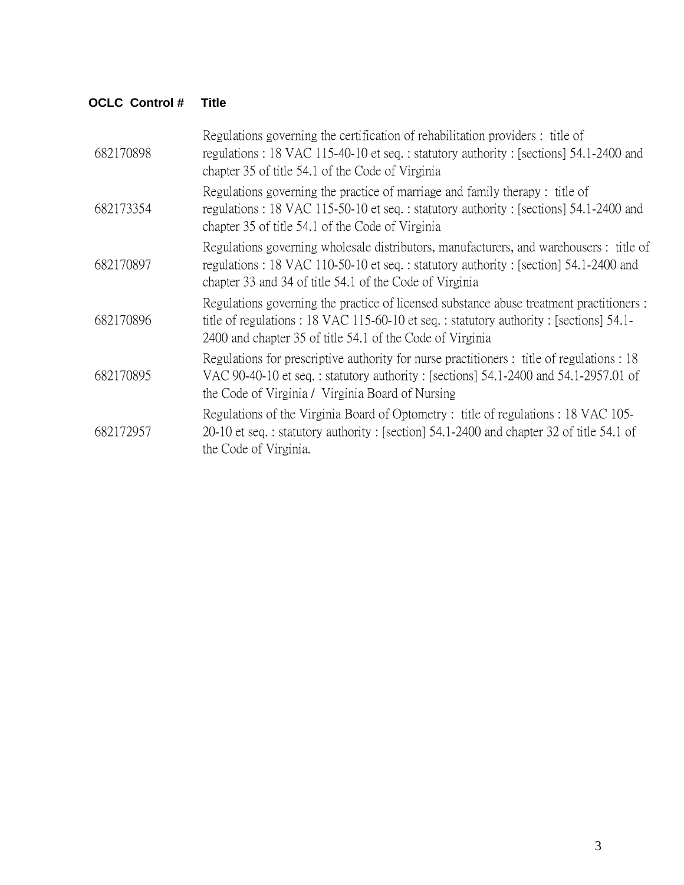| OCLC Control # | Title |
|---|---|
| 682170898 | Regulations governing the certification of rehabilitation providers : title of regulations : 18 VAC 115-40-10 et seq. : statutory authority : [sections] 54.1-2400 and chapter 35 of title 54.1 of the Code of Virginia |
| 682173354 | Regulations governing the practice of marriage and family therapy : title of regulations : 18 VAC 115-50-10 et seq. : statutory authority : [sections] 54.1-2400 and chapter 35 of title 54.1 of the Code of Virginia |
| 682170897 | Regulations governing wholesale distributors, manufacturers, and warehousers : title of regulations : 18 VAC 110-50-10 et seq. : statutory authority : [section] 54.1-2400 and chapter 33 and 34 of title 54.1 of the Code of Virginia |
| 682170896 | Regulations governing the practice of licensed substance abuse treatment practitioners : title of regulations : 18 VAC 115-60-10 et seq. : statutory authority : [sections] 54.1-2400 and chapter 35 of title 54.1 of the Code of Virginia |
| 682170895 | Regulations for prescriptive authority for nurse practitioners : title of regulations : 18 VAC 90-40-10 et seq. : statutory authority : [sections] 54.1-2400 and 54.1-2957.01 of the Code of Virginia / Virginia Board of Nursing |
| 682172957 | Regulations of the Virginia Board of Optometry : title of regulations : 18 VAC 105-20-10 et seq. : statutory authority : [section] 54.1-2400 and chapter 32 of title 54.1 of the Code of Virginia. |